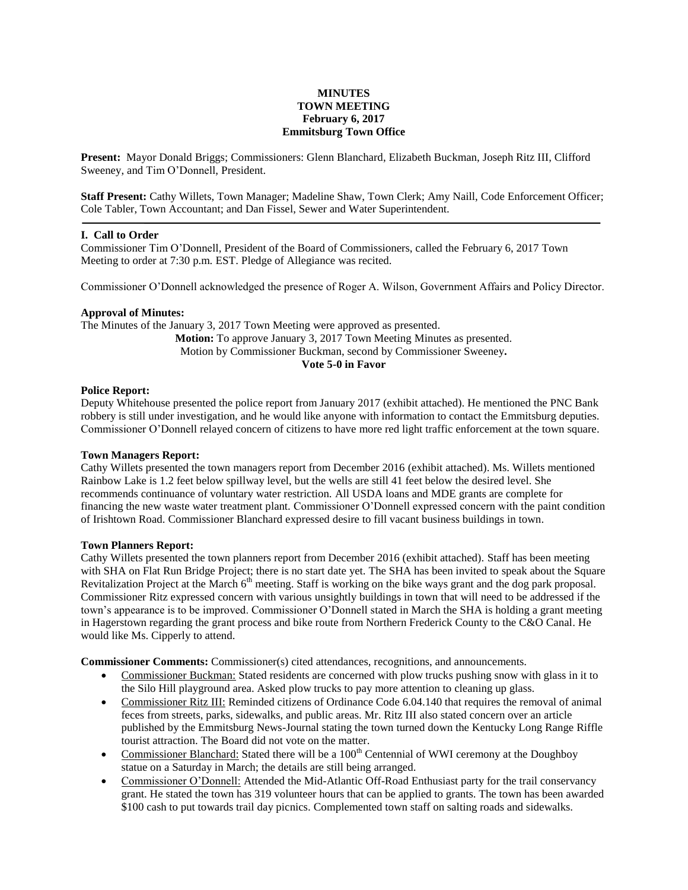**MINUTES**
**TOWN MEETING**
**February 6, 2017**
**Emmitsburg Town Office**

**Present:** Mayor Donald Briggs; Commissioners: Glenn Blanchard, Elizabeth Buckman, Joseph Ritz III, Clifford Sweeney, and Tim O'Donnell, President.

**Staff Present:** Cathy Willets, Town Manager; Madeline Shaw, Town Clerk; Amy Naill, Code Enforcement Officer; Cole Tabler, Town Accountant; and Dan Fissel, Sewer and Water Superintendent.

---

**I. Call to Order**

Commissioner Tim O'Donnell, President of the Board of Commissioners, called the February 6, 2017 Town Meeting to order at 7:30 p.m. EST. Pledge of Allegiance was recited.

Commissioner O'Donnell acknowledged the presence of Roger A. Wilson, Government Affairs and Policy Director.

**Approval of Minutes:**

The Minutes of the January 3, 2017 Town Meeting were approved as presented.

**Motion:** To approve January 3, 2017 Town Meeting Minutes as presented.
Motion by Commissioner Buckman, second by Commissioner Sweeney**.**
**Vote 5-0 in Favor**

**Police Report:**

Deputy Whitehouse presented the police report from January 2017 (exhibit attached). He mentioned the PNC Bank robbery is still under investigation, and he would like anyone with information to contact the Emmitsburg deputies. Commissioner O'Donnell relayed concern of citizens to have more red light traffic enforcement at the town square.

**Town Managers Report:**

Cathy Willets presented the town managers report from December 2016 (exhibit attached). Ms. Willets mentioned Rainbow Lake is 1.2 feet below spillway level, but the wells are still 41 feet below the desired level. She recommends continuance of voluntary water restriction. All USDA loans and MDE grants are complete for financing the new waste water treatment plant. Commissioner O'Donnell expressed concern with the paint condition of Irishtown Road. Commissioner Blanchard expressed desire to fill vacant business buildings in town.

**Town Planners Report:**

Cathy Willets presented the town planners report from December 2016 (exhibit attached). Staff has been meeting with SHA on Flat Run Bridge Project; there is no start date yet. The SHA has been invited to speak about the Square Revitalization Project at the March 6th meeting. Staff is working on the bike ways grant and the dog park proposal. Commissioner Ritz expressed concern with various unsightly buildings in town that will need to be addressed if the town's appearance is to be improved. Commissioner O'Donnell stated in March the SHA is holding a grant meeting in Hagerstown regarding the grant process and bike route from Northern Frederick County to the C&O Canal. He would like Ms. Cipperly to attend.

**Commissioner Comments:** Commissioner(s) cited attendances, recognitions, and announcements.

- Commissioner Buckman: Stated residents are concerned with plow trucks pushing snow with glass in it to the Silo Hill playground area. Asked plow trucks to pay more attention to cleaning up glass.
- Commissioner Ritz III: Reminded citizens of Ordinance Code 6.04.140 that requires the removal of animal feces from streets, parks, sidewalks, and public areas. Mr. Ritz III also stated concern over an article published by the Emmitsburg News-Journal stating the town turned down the Kentucky Long Range Riffle tourist attraction. The Board did not vote on the matter.
- Commissioner Blanchard: Stated there will be a 100th Centennial of WWI ceremony at the Doughboy statue on a Saturday in March; the details are still being arranged.
- Commissioner O'Donnell: Attended the Mid-Atlantic Off-Road Enthusiast party for the trail conservancy grant. He stated the town has 319 volunteer hours that can be applied to grants. The town has been awarded $100 cash to put towards trail day picnics. Complemented town staff on salting roads and sidewalks.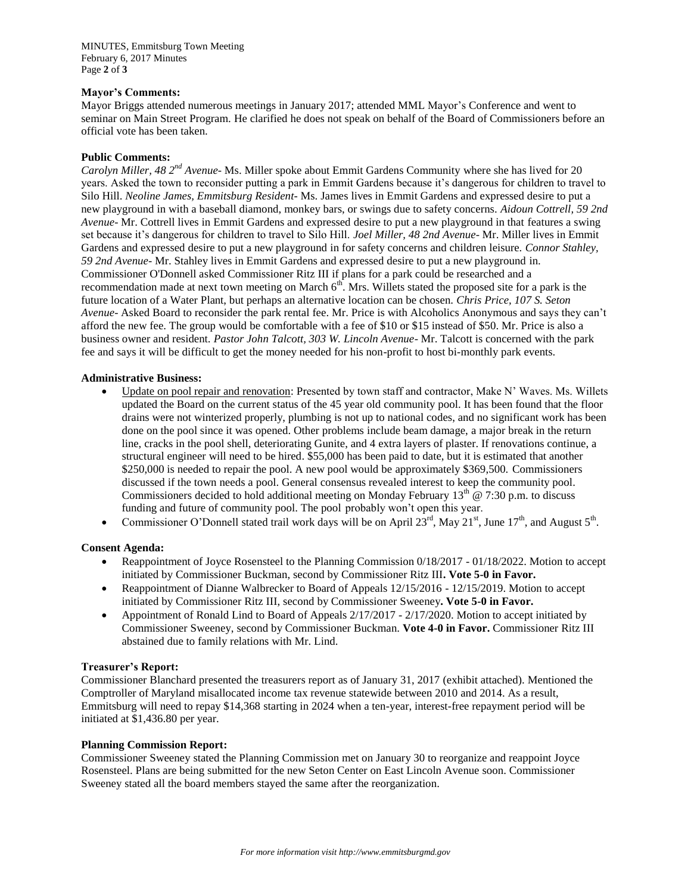**Mayor's Comments:**

Mayor Briggs attended numerous meetings in January 2017; attended MML Mayor's Conference and went to seminar on Main Street Program. He clarified he does not speak on behalf of the Board of Commissioners before an official vote has been taken.

**Public Comments:**

*Carolyn Miller, 48 2nd Avenue*- Ms. Miller spoke about Emmit Gardens Community where she has lived for 20 years. Asked the town to reconsider putting a park in Emmit Gardens because it's dangerous for children to travel to Silo Hill. *Neoline James, Emmitsburg Resident*- Ms. James lives in Emmit Gardens and expressed desire to put a new playground in with a baseball diamond, monkey bars, or swings due to safety concerns. *Aidoun Cottrell, 59 2nd Avenue*- Mr. Cottrell lives in Emmit Gardens and expressed desire to put a new playground in that features a swing set because it's dangerous for children to travel to Silo Hill. *Joel Miller, 48 2nd Avenue*- Mr. Miller lives in Emmit Gardens and expressed desire to put a new playground in for safety concerns and children leisure. *Connor Stahley, 59 2nd Avenue*- Mr. Stahley lives in Emmit Gardens and expressed desire to put a new playground in. Commissioner O'Donnell asked Commissioner Ritz III if plans for a park could be researched and a recommendation made at next town meeting on March 6th. Mrs. Willets stated the proposed site for a park is the future location of a Water Plant, but perhaps an alternative location can be chosen. *Chris Price, 107 S. Seton Avenue*- Asked Board to reconsider the park rental fee. Mr. Price is with Alcoholics Anonymous and says they can't afford the new fee. The group would be comfortable with a fee of $10 or $15 instead of $50. Mr. Price is also a business owner and resident. *Pastor John Talcott, 303 W. Lincoln Avenue*- Mr. Talcott is concerned with the park fee and says it will be difficult to get the money needed for his non-profit to host bi-monthly park events.

**Administrative Business:**

- Update on pool repair and renovation: Presented by town staff and contractor, Make N' Waves. Ms. Willets updated the Board on the current status of the 45 year old community pool. It has been found that the floor drains were not winterized properly, plumbing is not up to national codes, and no significant work has been done on the pool since it was opened. Other problems include beam damage, a major break in the return line, cracks in the pool shell, deteriorating Gunite, and 4 extra layers of plaster. If renovations continue, a structural engineer will need to be hired. $55,000 has been paid to date, but it is estimated that another $250,000 is needed to repair the pool. A new pool would be approximately $369,500. Commissioners discussed if the town needs a pool. General consensus revealed interest to keep the community pool. Commissioners decided to hold additional meeting on Monday February 13th @ 7:30 p.m. to discuss funding and future of community pool. The pool probably won't open this year.
- Commissioner O'Donnell stated trail work days will be on April 23rd, May 21st, June 17th, and August 5th.

**Consent Agenda:**

- Reappointment of Joyce Rosensteel to the Planning Commission 0/18/2017 - 01/18/2022. Motion to accept initiated by Commissioner Buckman, second by Commissioner Ritz III**. Vote 5-0 in Favor.**
- Reappointment of Dianne Walbrecker to Board of Appeals 12/15/2016 - 12/15/2019. Motion to accept initiated by Commissioner Ritz III, second by Commissioner Sweeney**. Vote 5-0 in Favor.**
- Appointment of Ronald Lind to Board of Appeals 2/17/2017 - 2/17/2020. Motion to accept initiated by Commissioner Sweeney, second by Commissioner Buckman. **Vote 4-0 in Favor.** Commissioner Ritz III abstained due to family relations with Mr. Lind.

**Treasurer's Report:**

Commissioner Blanchard presented the treasurers report as of January 31, 2017 (exhibit attached). Mentioned the Comptroller of Maryland misallocated income tax revenue statewide between 2010 and 2014. As a result, Emmitsburg will need to repay $14,368 starting in 2024 when a ten-year, interest-free repayment period will be initiated at $1,436.80 per year.

**Planning Commission Report:**

Commissioner Sweeney stated the Planning Commission met on January 30 to reorganize and reappoint Joyce Rosensteel. Plans are being submitted for the new Seton Center on East Lincoln Avenue soon. Commissioner Sweeney stated all the board members stayed the same after the reorganization.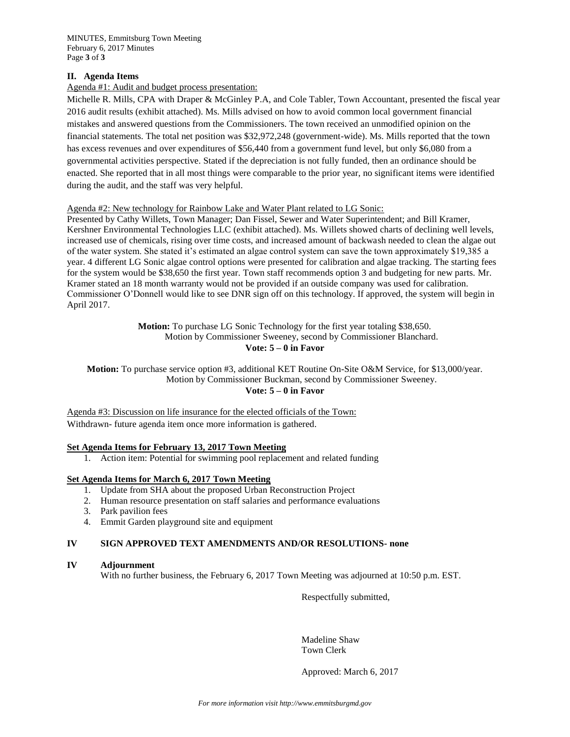## II. Agenda Items

Agenda #1: Audit and budget process presentation:

Michelle R. Mills, CPA with Draper & McGinley P.A, and Cole Tabler, Town Accountant, presented the fiscal year 2016 audit results (exhibit attached). Ms. Mills advised on how to avoid common local government financial mistakes and answered questions from the Commissioners. The town received an unmodified opinion on the financial statements. The total net position was $32,972,248 (government-wide). Ms. Mills reported that the town has excess revenues and over expenditures of $56,440 from a government fund level, but only $6,080 from a governmental activities perspective. Stated if the depreciation is not fully funded, then an ordinance should be enacted. She reported that in all most things were comparable to the prior year, no significant items were identified during the audit, and the staff was very helpful.

Agenda #2: New technology for Rainbow Lake and Water Plant related to LG Sonic:

Presented by Cathy Willets, Town Manager; Dan Fissel, Sewer and Water Superintendent; and Bill Kramer, Kershner Environmental Technologies LLC (exhibit attached). Ms. Willets showed charts of declining well levels, increased use of chemicals, rising over time costs, and increased amount of backwash needed to clean the algae out of the water system. She stated it's estimated an algae control system can save the town approximately $19,385 a year. 4 different LG Sonic algae control options were presented for calibration and algae tracking. The starting fees for the system would be $38,650 the first year. Town staff recommends option 3 and budgeting for new parts. Mr. Kramer stated an 18 month warranty would not be provided if an outside company was used for calibration. Commissioner O'Donnell would like to see DNR sign off on this technology. If approved, the system will begin in April 2017.

**Motion:** To purchase LG Sonic Technology for the first year totaling $38,650.
Motion by Commissioner Sweeney, second by Commissioner Blanchard.
**Vote: 5 – 0 in Favor**

**Motion:** To purchase service option #3, additional KET Routine On-Site O&M Service, for $13,000/year.
Motion by Commissioner Buckman, second by Commissioner Sweeney.
**Vote: 5 – 0 in Favor**

Agenda #3: Discussion on life insurance for the elected officials of the Town:

Withdrawn- future agenda item once more information is gathered.

**Set Agenda Items for February 13, 2017 Town Meeting**

1. Action item: Potential for swimming pool replacement and related funding

**Set Agenda Items for March 6, 2017 Town Meeting**

1. Update from SHA about the proposed Urban Reconstruction Project
2. Human resource presentation on staff salaries and performance evaluations
3. Park pavilion fees
4. Emmit Garden playground site and equipment

## IV SIGN APPROVED TEXT AMENDMENTS AND/OR RESOLUTIONS- none

## IV Adjournment

With no further business, the February 6, 2017 Town Meeting was adjourned at 10:50 p.m. EST.

Respectfully submitted,

Madeline Shaw
Town Clerk

Approved: March 6, 2017

*For more information visit http://www.emmitsburgmd.gov*